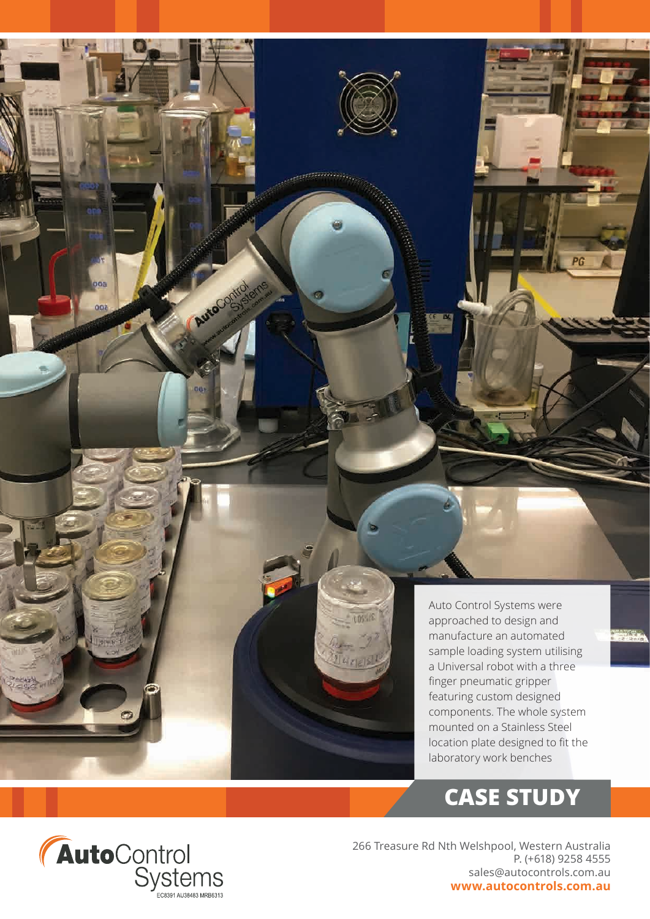Auto Control Systems were approached to design and manufacture an automated sample loading system utilising a Universal robot with a three finger pneumatic gripper featuring custom designed components. The whole system mounted on a Stainless Steel location plate designed to fit the laboratory work benches

## CASE STUDY

**Auto**Control Systems

EC8391 AU38483 MRB6313

266 Treasure Rd Nth Welshpool, Western Australia
P. (+618) 9258 4555
sales@autocontrols.com.au
**www.autocontrols.com.au**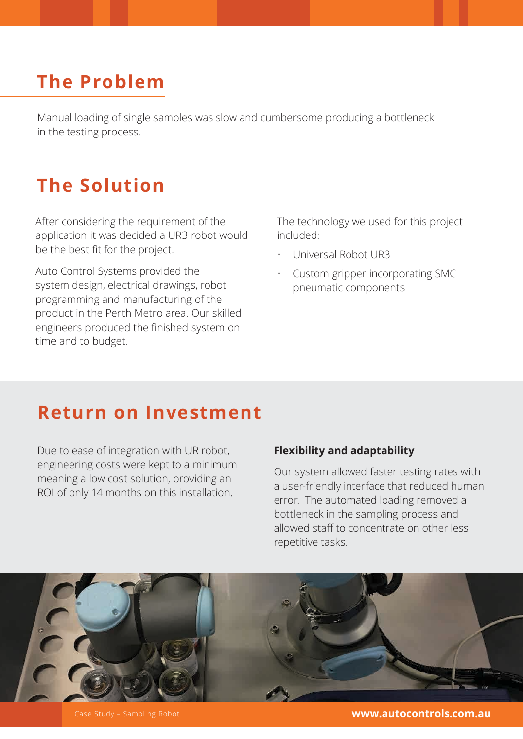## The Problem

Manual loading of single samples was slow and cumbersome producing a bottleneck in the testing process.

## The Solution

After considering the requirement of the application it was decided a UR3 robot would be the best fit for the project.

Auto Control Systems provided the system design, electrical drawings, robot programming and manufacturing of the product in the Perth Metro area. Our skilled engineers produced the finished system on time and to budget.

The technology we used for this project included:

- Universal Robot UR3
- Custom gripper incorporating SMC pneumatic components

## Return on Investment

Due to ease of integration with UR robot, engineering costs were kept to a minimum meaning a low cost solution, providing an ROI of only 14 months on this installation.

**Flexibility and adaptability**

Our system allowed faster testing rates with a user-friendly interface that reduced human error. The automated loading removed a bottleneck in the sampling process and allowed staff to concentrate on other less repetitive tasks.